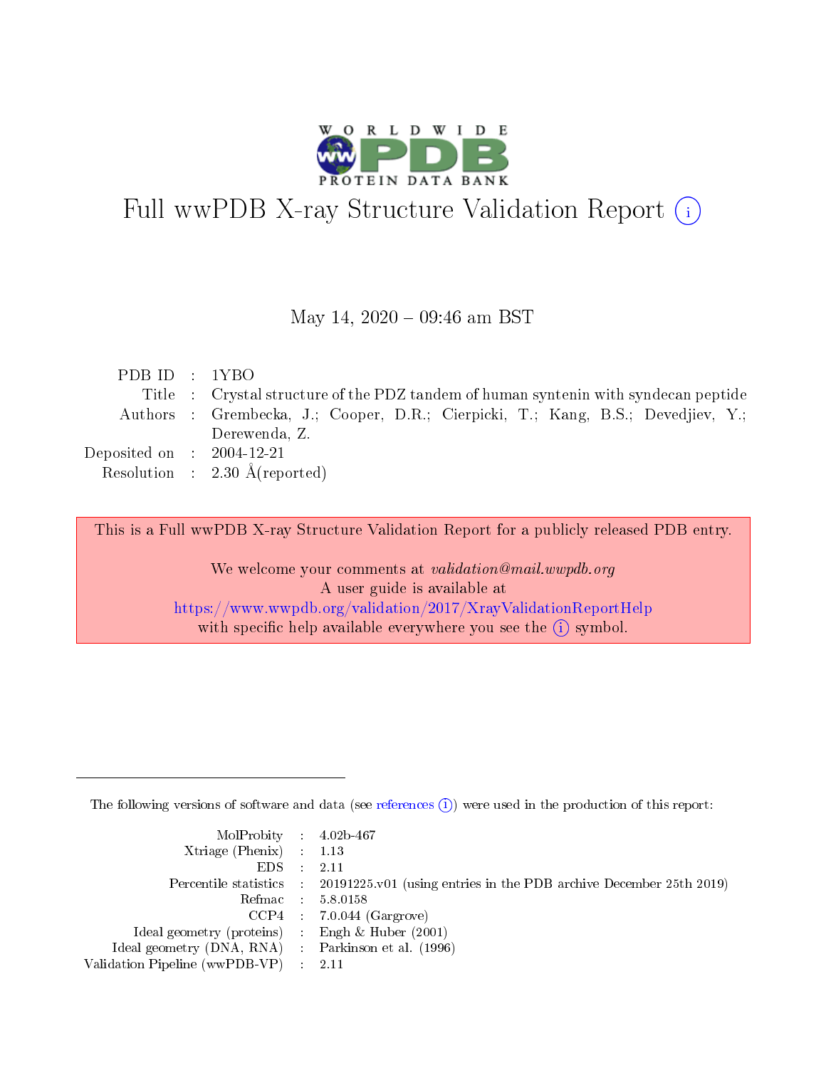# Full wwPDB X-ray Structure Validation Report (i)

May 14, 2020 – 09:46 am BST

| | | |
|---|---|---|
| PDB ID | : | 1YBO |
| Title | : | Crystal structure of the PDZ tandem of human syntenin with syndecan peptide |
| Authors | : | Grembecka, J.; Cooper, D.R.; Cierpicki, T.; Kang, B.S.; Devedjiev, Y.; Derewenda, Z. |
| Deposited on | : | 2004-12-21 |
| Resolution | : | 2.30 Å(reported) |

This is a Full wwPDB X-ray Structure Validation Report for a publicly released PDB entry.

We welcome your comments at *validation@mail.wwpdb.org*
A user guide is available at
https://www.wwpdb.org/validation/2017/XrayValidationReportHelp
with specific help available everywhere you see the (i) symbol.

---

The following versions of software and data (see references (i)) were used in the production of this report:

| | | |
|---|---|---|
| MolProbity | : | 4.02b-467 |
| Xtriage (Phenix) | : | 1.13 |
| EDS | : | 2.11 |
| Percentile statistics | : | 20191225.v01 (using entries in the PDB archive December 25th 2019) |
| Refmac | : | 5.8.0158 |
| CCP4 | : | 7.0.044 (Gargrove) |
| Ideal geometry (proteins) | : | Engh & Huber (2001) |
| Ideal geometry (DNA, RNA) | : | Parkinson et al. (1996) |
| Validation Pipeline (wwPDB-VP) | : | 2.11 |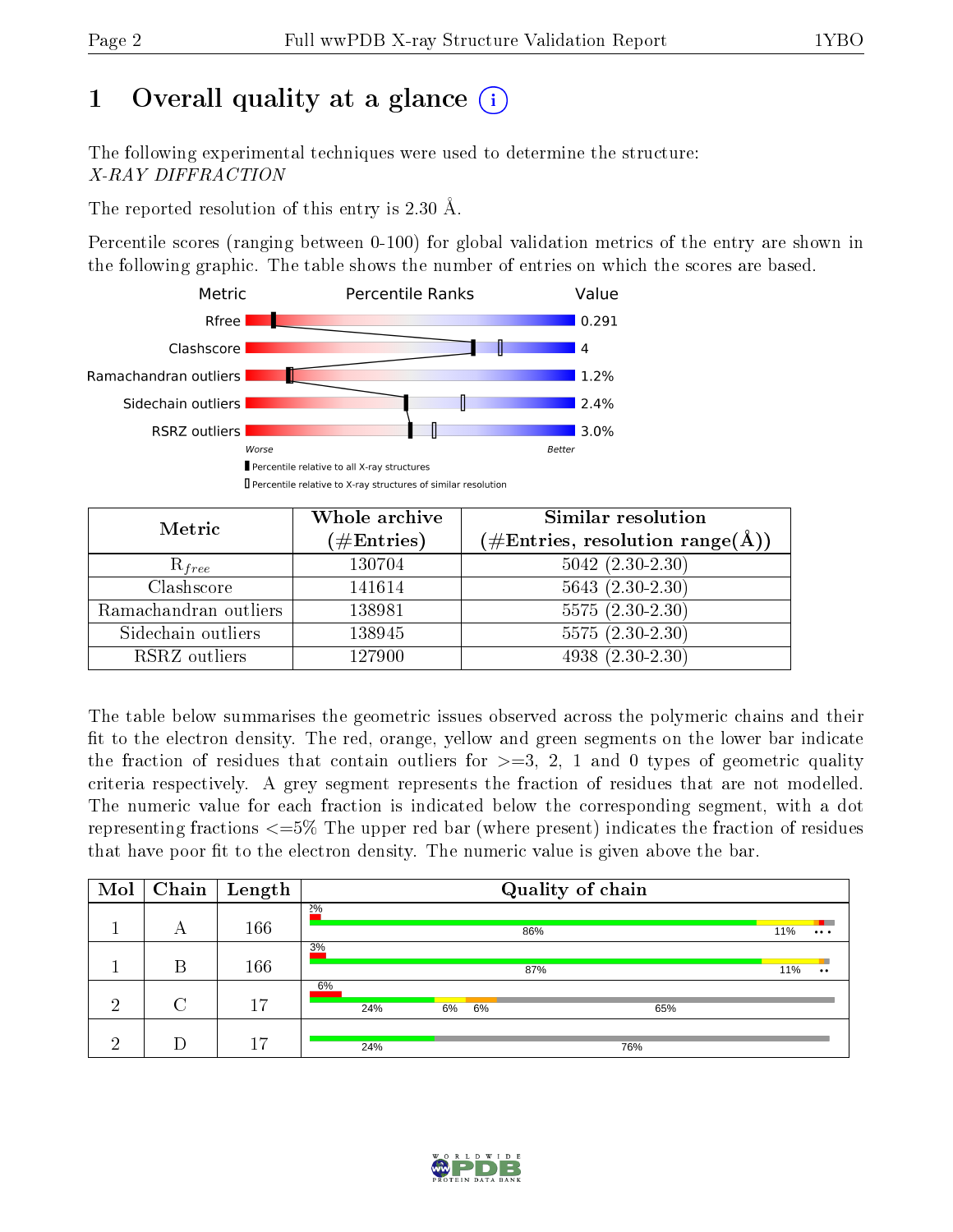# 1 Overall quality at a glance (i)

The following experimental techniques were used to determine the structure:
*X-RAY DIFFRACTION*

The reported resolution of this entry is 2.30 Å.

Percentile scores (ranging between 0-100) for global validation metrics of the entry are shown in the following graphic. The table shows the number of entries on which the scores are based.

| Metric | Value |
|---|---|
| Rfree | 0.291 |
| Clashscore | 4 |
| Ramachandran outliers | 1.2% |
| Sidechain outliers | 2.4% |
| RSRZ outliers | 3.0% |

Worse — Better

▮ Percentile relative to all X-ray structures
▯ Percentile relative to X-ray structures of similar resolution

| Metric | Whole archive (#Entries) | Similar resolution (#Entries, resolution range(Å)) |
|---|---|---|
| $R_{free}$ | 130704 | 5042 (2.30-2.30) |
| Clashscore | 141614 | 5643 (2.30-2.30) |
| Ramachandran outliers | 138981 | 5575 (2.30-2.30) |
| Sidechain outliers | 138945 | 5575 (2.30-2.30) |
| RSRZ outliers | 127900 | 4938 (2.30-2.30) |

The table below summarises the geometric issues observed across the polymeric chains and their fit to the electron density. The red, orange, yellow and green segments on the lower bar indicate the fraction of residues that contain outliers for >=3, 2, 1 and 0 types of geometric quality criteria respectively. A grey segment represents the fraction of residues that are not modelled. The numeric value for each fraction is indicated below the corresponding segment, with a dot representing fractions <=5% The upper red bar (where present) indicates the fraction of residues that have poor fit to the electron density. The numeric value is given above the bar.

| Mol | Chain | Length | Quality of chain |
|---|---|---|---|
| 1 | A | 166 | 2%; 86%, 11%, ••• |
| 1 | B | 166 | 3%; 87%, 11%, •• |
| 2 | C | 17 | 6%; 24%, 6%, 6%, 65% |
| 2 | D | 17 | 24%, 76% |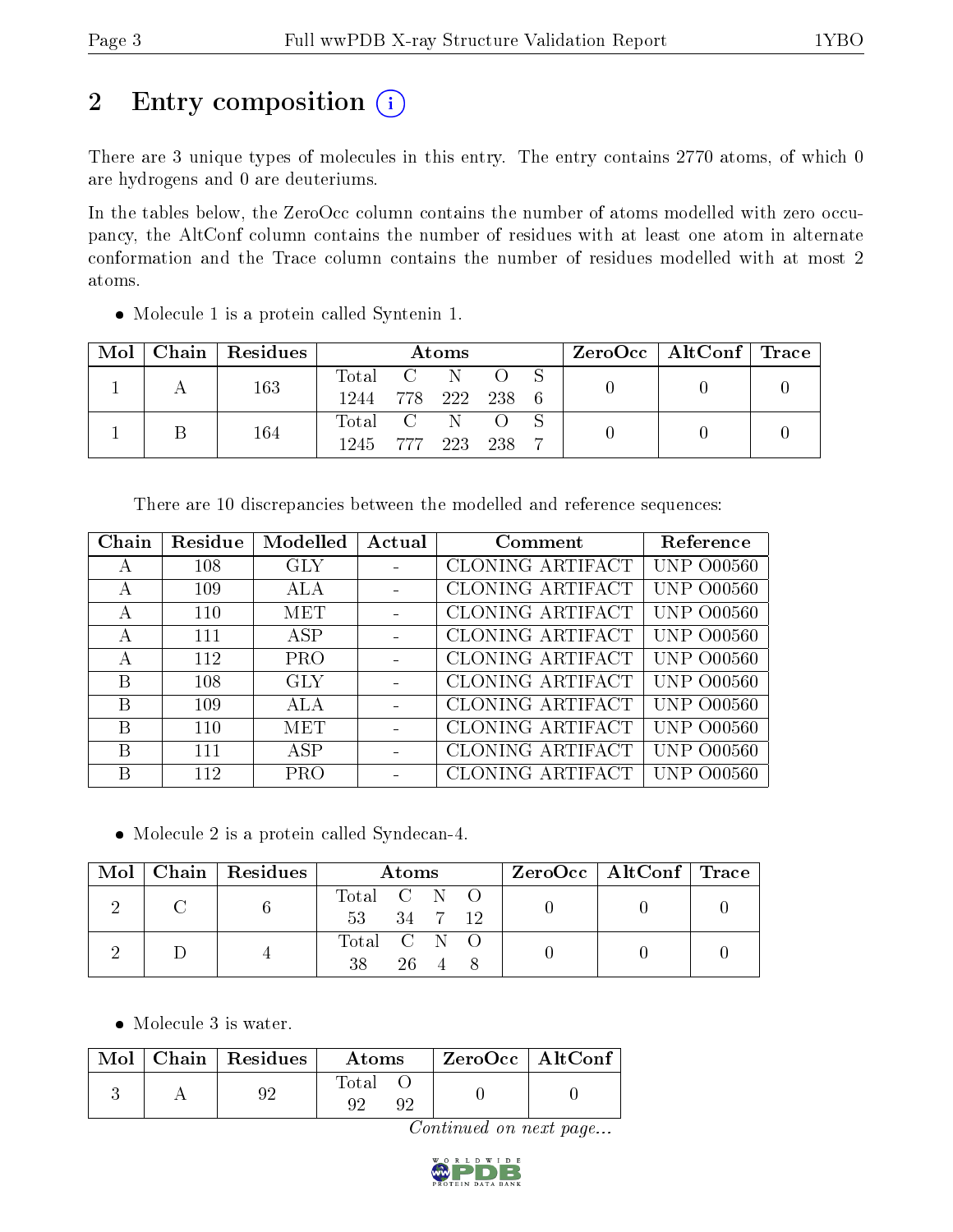# 2 Entry composition (i)

There are 3 unique types of molecules in this entry. The entry contains 2770 atoms, of which 0 are hydrogens and 0 are deuteriums.

In the tables below, the ZeroOcc column contains the number of atoms modelled with zero occupancy, the AltConf column contains the number of residues with at least one atom in alternate conformation and the Trace column contains the number of residues modelled with at most 2 atoms.

- Molecule 1 is a protein called Syntenin 1.

| Mol | Chain | Residues | Atoms | | | | | ZeroOcc | AltConf | Trace |
|---|---|---|---|---|---|---|---|---|---|---|
| 1 | A | 163 | Total 1244 | C 778 | N 222 | O 238 | S 6 | 0 | 0 | 0 |
| 1 | B | 164 | Total 1245 | C 777 | N 223 | O 238 | S 7 | 0 | 0 | 0 |

There are 10 discrepancies between the modelled and reference sequences:

| Chain | Residue | Modelled | Actual | Comment | Reference |
|---|---|---|---|---|---|
| A | 108 | GLY | - | CLONING ARTIFACT | UNP O00560 |
| A | 109 | ALA | - | CLONING ARTIFACT | UNP O00560 |
| A | 110 | MET | - | CLONING ARTIFACT | UNP O00560 |
| A | 111 | ASP | - | CLONING ARTIFACT | UNP O00560 |
| A | 112 | PRO | - | CLONING ARTIFACT | UNP O00560 |
| B | 108 | GLY | - | CLONING ARTIFACT | UNP O00560 |
| B | 109 | ALA | - | CLONING ARTIFACT | UNP O00560 |
| B | 110 | MET | - | CLONING ARTIFACT | UNP O00560 |
| B | 111 | ASP | - | CLONING ARTIFACT | UNP O00560 |
| B | 112 | PRO | - | CLONING ARTIFACT | UNP O00560 |

- Molecule 2 is a protein called Syndecan-4.

| Mol | Chain | Residues | Atoms | | | | ZeroOcc | AltConf | Trace |
|---|---|---|---|---|---|---|---|---|---|
| 2 | C | 6 | Total 53 | C 34 | N 7 | O 12 | 0 | 0 | 0 |
| 2 | D | 4 | Total 38 | C 26 | N 4 | O 8 | 0 | 0 | 0 |

- Molecule 3 is water.

| Mol | Chain | Residues | Atoms | | ZeroOcc | AltConf |
|---|---|---|---|---|---|---|
| 3 | A | 92 | Total 92 | O 92 | 0 | 0 |

*Continued on next page...*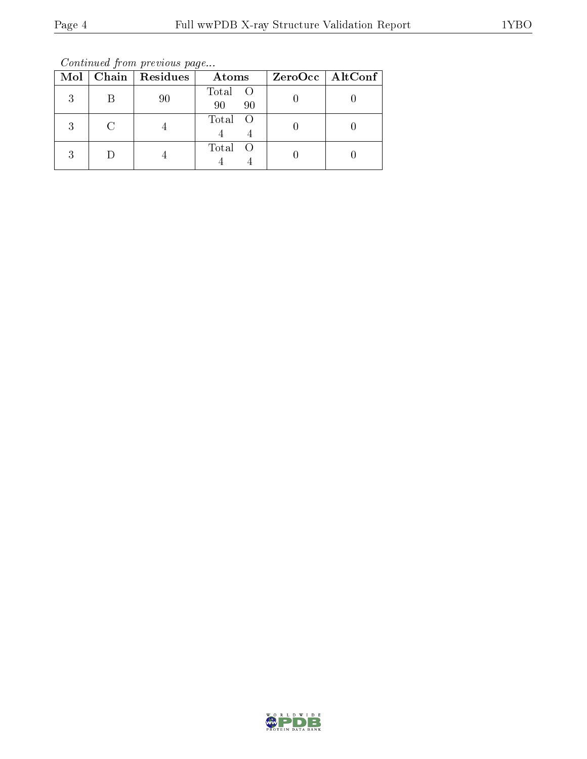*Continued from previous page...*

| Mol | Chain | Residues | Atoms | ZeroOcc | AltConf |
|---|---|---|---|---|---|
| 3 | B | 90 | Total O<br>90 90 | 0 | 0 |
| 3 | C | 4 | Total O<br>4 4 | 0 | 0 |
| 3 | D | 4 | Total O<br>4 4 | 0 | 0 |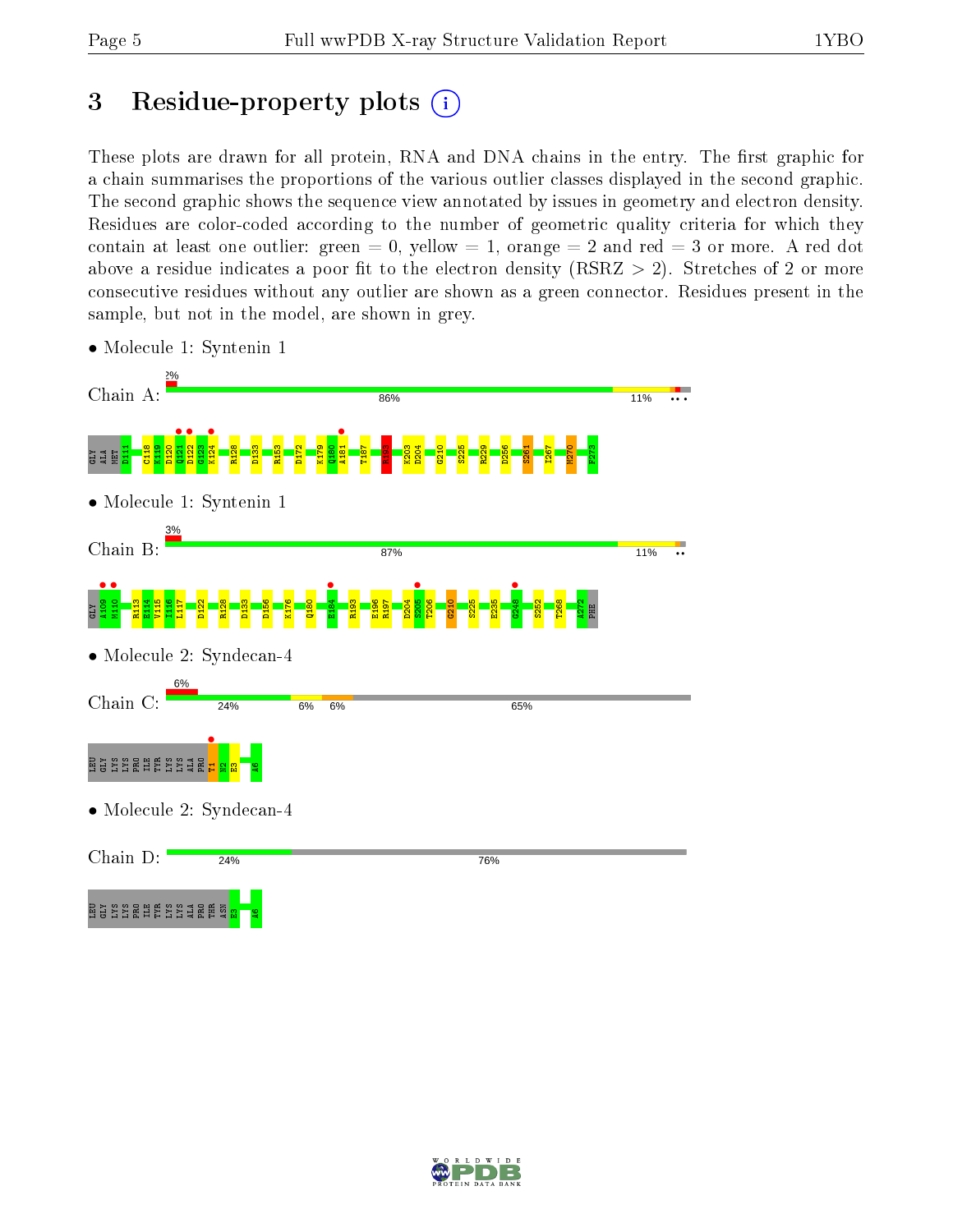# 3 Residue-property plots

These plots are drawn for all protein, RNA and DNA chains in the entry. The first graphic for a chain summarises the proportions of the various outlier classes displayed in the second graphic. The second graphic shows the sequence view annotated by issues in geometry and electron density. Residues are color-coded according to the number of geometric quality criteria for which they contain at least one outlier: green = 0, yellow = 1, orange = 2 and red = 3 or more. A red dot above a residue indicates a poor fit to the electron density (RSRZ > 2). Stretches of 2 or more consecutive residues without any outlier are shown as a green connector. Residues present in the sample, but not in the model, are shown in grey.

- Molecule 1: Syntenin 1

Chain A: 2% | 86% | 11%

GLY ALA MET D111 C118 K119 D120 Q121 D122 G123 K124 R128 D133 R153 D172 K179 Q180 A181 T187 R193 K203 D204 G210 S225 R229 D256 S261 I267 M270 F273

- Molecule 1: Syntenin 1

Chain B: 3% | 87% | 11%

GLY A109 M110 R113 E114 V115 I116 L117 D122 R128 D133 D156 K176 Q180 E184 R193 E196 R197 D204 S205 T206 G210 S225 E235 G248 S252 T268 A272 PHE

- Molecule 2: Syndecan-4

Chain C: 6% | 24% | 6% | 6% | 65%

LEU GLY LYS LYS PRO ILE TYR LYS LYS ALA PRO T1 N2 E3 A6

- Molecule 2: Syndecan-4

Chain D: 24% | 76%

LEU GLY LYS LYS PRO ILE TYR LYS LYS ALA PRO THR ASN E3 A6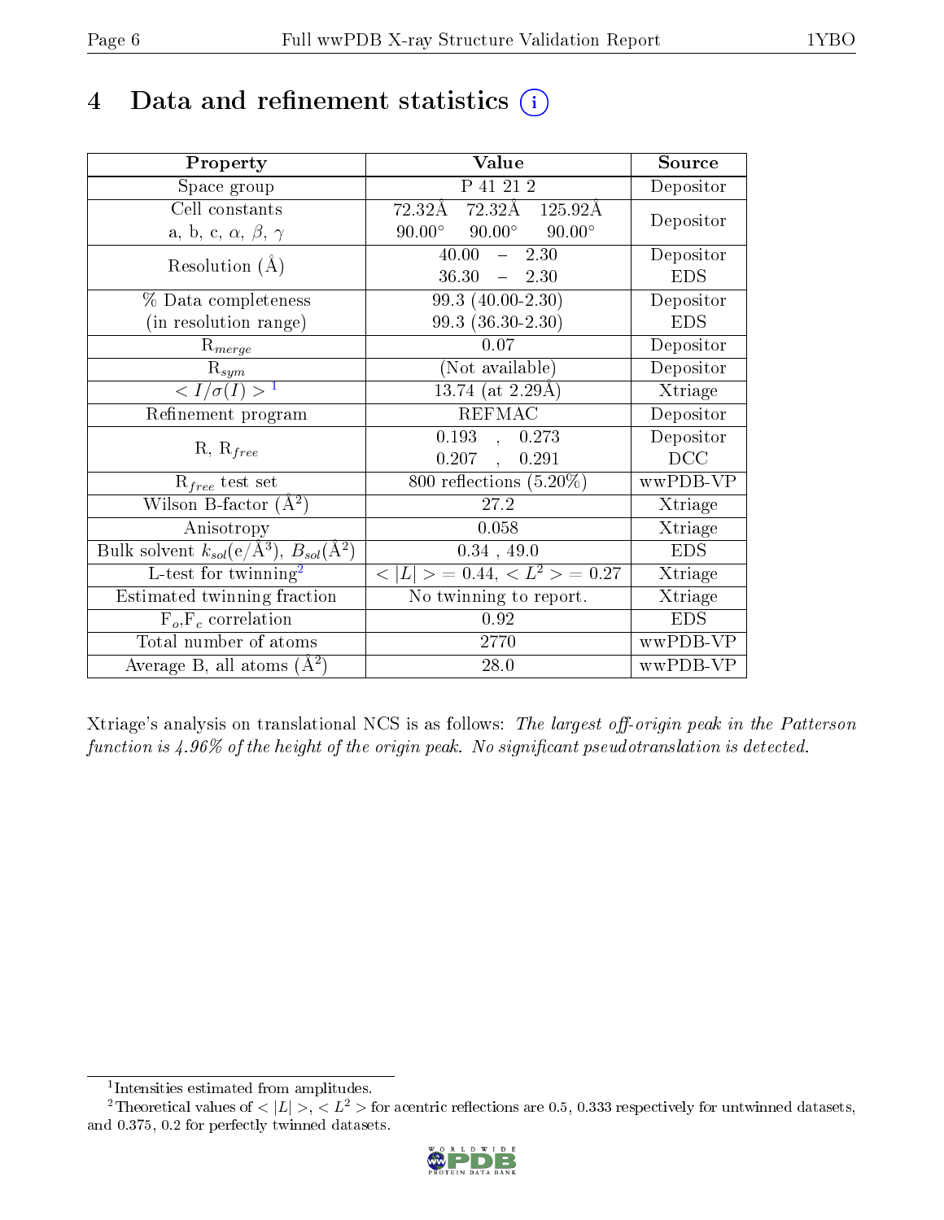# 4 Data and refinement statistics

| Property | Value | Source |
|---|---|---|
| Space group | P 41 21 2 | Depositor |
| Cell constants<br>a, b, c, $\alpha$, $\beta$, $\gamma$ | 72.32Å 72.32Å 125.92Å<br>90.00° 90.00° 90.00° | Depositor |
| Resolution (Å) | 40.00 – 2.30<br>36.30 – 2.30 | Depositor<br>EDS |
| % Data completeness<br>(in resolution range) | 99.3 (40.00-2.30)<br>99.3 (36.30-2.30) | Depositor<br>EDS |
| $R_{merge}$ | 0.07 | Depositor |
| $R_{sym}$ | (Not available) | Depositor |
| $< I/\sigma(I) >$ [1] | 13.74 (at 2.29Å) | Xtriage |
| Refinement program | REFMAC | Depositor |
| R, $R_{free}$ | 0.193 , 0.273<br>0.207 , 0.291 | Depositor<br>DCC |
| $R_{free}$ test set | 800 reflections (5.20%) | wwPDB-VP |
| Wilson B-factor (Å$^2$) | 27.2 | Xtriage |
| Anisotropy | 0.058 | Xtriage |
| Bulk solvent $k_{sol}$(e/Å$^3$), $B_{sol}$(Å$^2$) | 0.34 , 49.0 | EDS |
| L-test for twinning[2] | $< \|L\| >$ = 0.44, $< L^2 >$ = 0.27 | Xtriage |
| Estimated twinning fraction | No twinning to report. | Xtriage |
| $F_o$,$F_c$ correlation | 0.92 | EDS |
| Total number of atoms | 2770 | wwPDB-VP |
| Average B, all atoms (Å$^2$) | 28.0 | wwPDB-VP |

Xtriage's analysis on translational NCS is as follows: *The largest off-origin peak in the Patterson function is 4.96% of the height of the origin peak. No significant pseudotranslation is detected.*

[1] Intensities estimated from amplitudes.

[2] Theoretical values of $< |L| >$, $< L^2 >$ for acentric reflections are 0.5, 0.333 respectively for untwinned datasets, and 0.375, 0.2 for perfectly twinned datasets.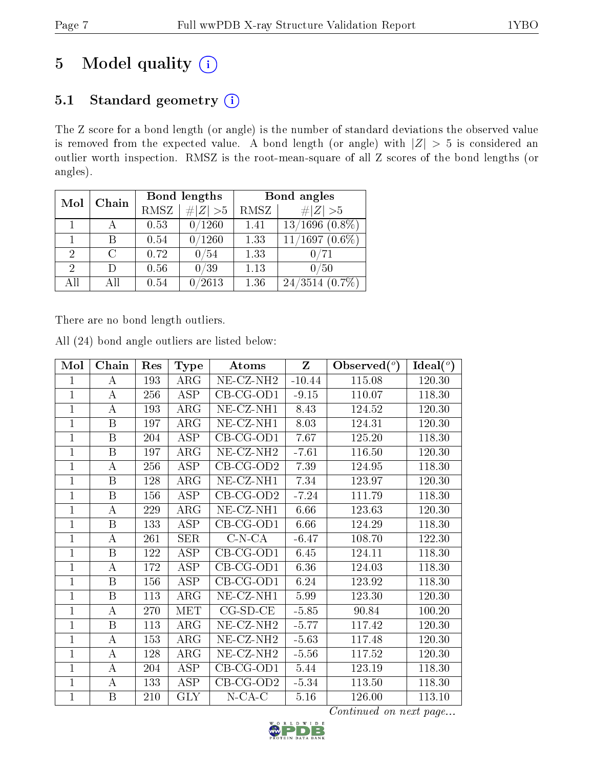# 5 Model quality (i)

## 5.1 Standard geometry (i)

The Z score for a bond length (or angle) is the number of standard deviations the observed value is removed from the expected value. A bond length (or angle) with $|Z| > 5$ is considered an outlier worth inspection. RMSZ is the root-mean-square of all Z scores of the bond lengths (or angles).

| Mol | Chain | Bond lengths | | Bond angles | |
|---|---|---|---|---|---|
| | | RMSZ | #\|Z\| >5 | RMSZ | #\|Z\| >5 |
| 1 | A | 0.53 | 0/1260 | 1.41 | 13/1696 (0.8%) |
| 1 | B | 0.54 | 0/1260 | 1.33 | 11/1697 (0.6%) |
| 2 | C | 0.72 | 0/54 | 1.33 | 0/71 |
| 2 | D | 0.56 | 0/39 | 1.13 | 0/50 |
| All | All | 0.54 | 0/2613 | 1.36 | 24/3514 (0.7%) |

There are no bond length outliers.

All (24) bond angle outliers are listed below:

| Mol | Chain | Res | Type | Atoms | Z | Observed(°) | Ideal(°) |
|---|---|---|---|---|---|---|---|
| 1 | A | 193 | ARG | NE-CZ-NH2 | -10.44 | 115.08 | 120.30 |
| 1 | A | 256 | ASP | CB-CG-OD1 | -9.15 | 110.07 | 118.30 |
| 1 | A | 193 | ARG | NE-CZ-NH1 | 8.43 | 124.52 | 120.30 |
| 1 | B | 197 | ARG | NE-CZ-NH1 | 8.03 | 124.31 | 120.30 |
| 1 | B | 204 | ASP | CB-CG-OD1 | 7.67 | 125.20 | 118.30 |
| 1 | B | 197 | ARG | NE-CZ-NH2 | -7.61 | 116.50 | 120.30 |
| 1 | A | 256 | ASP | CB-CG-OD2 | 7.39 | 124.95 | 118.30 |
| 1 | B | 128 | ARG | NE-CZ-NH1 | 7.34 | 123.97 | 120.30 |
| 1 | B | 156 | ASP | CB-CG-OD2 | -7.24 | 111.79 | 118.30 |
| 1 | A | 229 | ARG | NE-CZ-NH1 | 6.66 | 123.63 | 120.30 |
| 1 | B | 133 | ASP | CB-CG-OD1 | 6.66 | 124.29 | 118.30 |
| 1 | A | 261 | SER | C-N-CA | -6.47 | 108.70 | 122.30 |
| 1 | B | 122 | ASP | CB-CG-OD1 | 6.45 | 124.11 | 118.30 |
| 1 | A | 172 | ASP | CB-CG-OD1 | 6.36 | 124.03 | 118.30 |
| 1 | B | 156 | ASP | CB-CG-OD1 | 6.24 | 123.92 | 118.30 |
| 1 | B | 113 | ARG | NE-CZ-NH1 | 5.99 | 123.30 | 120.30 |
| 1 | A | 270 | MET | CG-SD-CE | -5.85 | 90.84 | 100.20 |
| 1 | B | 113 | ARG | NE-CZ-NH2 | -5.77 | 117.42 | 120.30 |
| 1 | A | 153 | ARG | NE-CZ-NH2 | -5.63 | 117.48 | 120.30 |
| 1 | A | 128 | ARG | NE-CZ-NH2 | -5.56 | 117.52 | 120.30 |
| 1 | A | 204 | ASP | CB-CG-OD1 | 5.44 | 123.19 | 118.30 |
| 1 | A | 133 | ASP | CB-CG-OD2 | -5.34 | 113.50 | 118.30 |
| 1 | B | 210 | GLY | N-CA-C | 5.16 | 126.00 | 113.10 |

*Continued on next page...*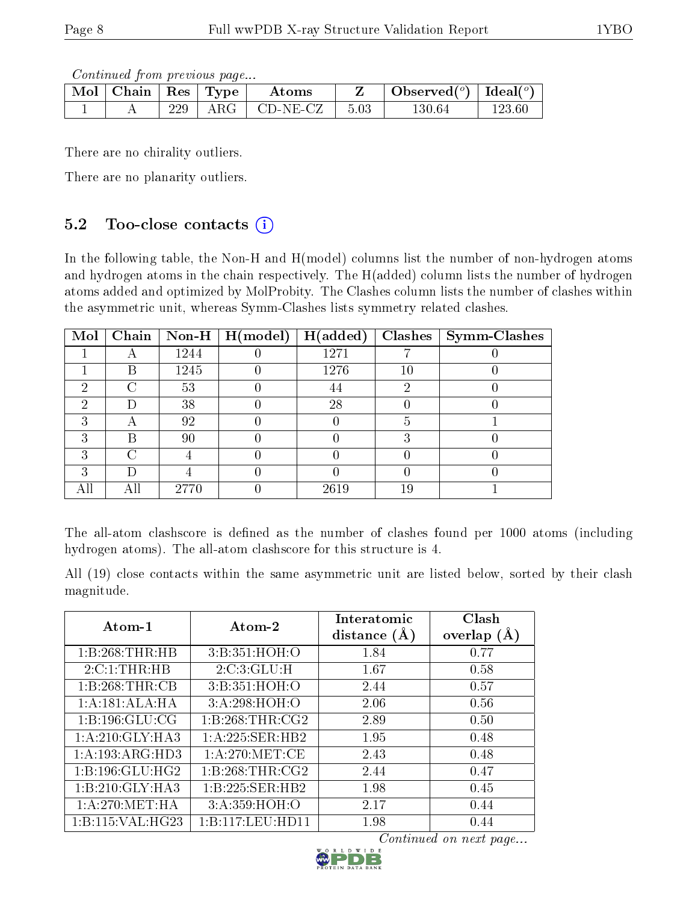*Continued from previous page...*

| Mol | Chain | Res | Type | Atoms | Z | Observed(°) | Ideal(°) |
|---|---|---|---|---|---|---|---|
| 1 | A | 229 | ARG | CD-NE-CZ | 5.03 | 130.64 | 123.60 |

There are no chirality outliers.

There are no planarity outliers.

## 5.2 Too-close contacts (i)

In the following table, the Non-H and H(model) columns list the number of non-hydrogen atoms and hydrogen atoms in the chain respectively. The H(added) column lists the number of hydrogen atoms added and optimized by MolProbity. The Clashes column lists the number of clashes within the asymmetric unit, whereas Symm-Clashes lists symmetry related clashes.

| Mol | Chain | Non-H | H(model) | H(added) | Clashes | Symm-Clashes |
|---|---|---|---|---|---|---|
| 1 | A | 1244 | 0 | 1271 | 7 | 0 |
| 1 | B | 1245 | 0 | 1276 | 10 | 0 |
| 2 | C | 53 | 0 | 44 | 2 | 0 |
| 2 | D | 38 | 0 | 28 | 0 | 0 |
| 3 | A | 92 | 0 | 0 | 5 | 1 |
| 3 | B | 90 | 0 | 0 | 3 | 0 |
| 3 | C | 4 | 0 | 0 | 0 | 0 |
| 3 | D | 4 | 0 | 0 | 0 | 0 |
| All | All | 2770 | 0 | 2619 | 19 | 1 |

The all-atom clashscore is defined as the number of clashes found per 1000 atoms (including hydrogen atoms). The all-atom clashscore for this structure is 4.

All (19) close contacts within the same asymmetric unit are listed below, sorted by their clash magnitude.

| Atom-1 | Atom-2 | Interatomic distance (Å) | Clash overlap (Å) |
|---|---|---|---|
| 1:B:268:THR:HB | 3:B:351:HOH:O | 1.84 | 0.77 |
| 2:C:1:THR:HB | 2:C:3:GLU:H | 1.67 | 0.58 |
| 1:B:268:THR:CB | 3:B:351:HOH:O | 2.44 | 0.57 |
| 1:A:181:ALA:HA | 3:A:298:HOH:O | 2.06 | 0.56 |
| 1:B:196:GLU:CG | 1:B:268:THR:CG2 | 2.89 | 0.50 |
| 1:A:210:GLY:HA3 | 1:A:225:SER:HB2 | 1.95 | 0.48 |
| 1:A:193:ARG:HD3 | 1:A:270:MET:CE | 2.43 | 0.48 |
| 1:B:196:GLU:HG2 | 1:B:268:THR:CG2 | 2.44 | 0.47 |
| 1:B:210:GLY:HA3 | 1:B:225:SER:HB2 | 1.98 | 0.45 |
| 1:A:270:MET:HA | 3:A:359:HOH:O | 2.17 | 0.44 |
| 1:B:115:VAL:HG23 | 1:B:117:LEU:HD11 | 1.98 | 0.44 |

*Continued on next page...*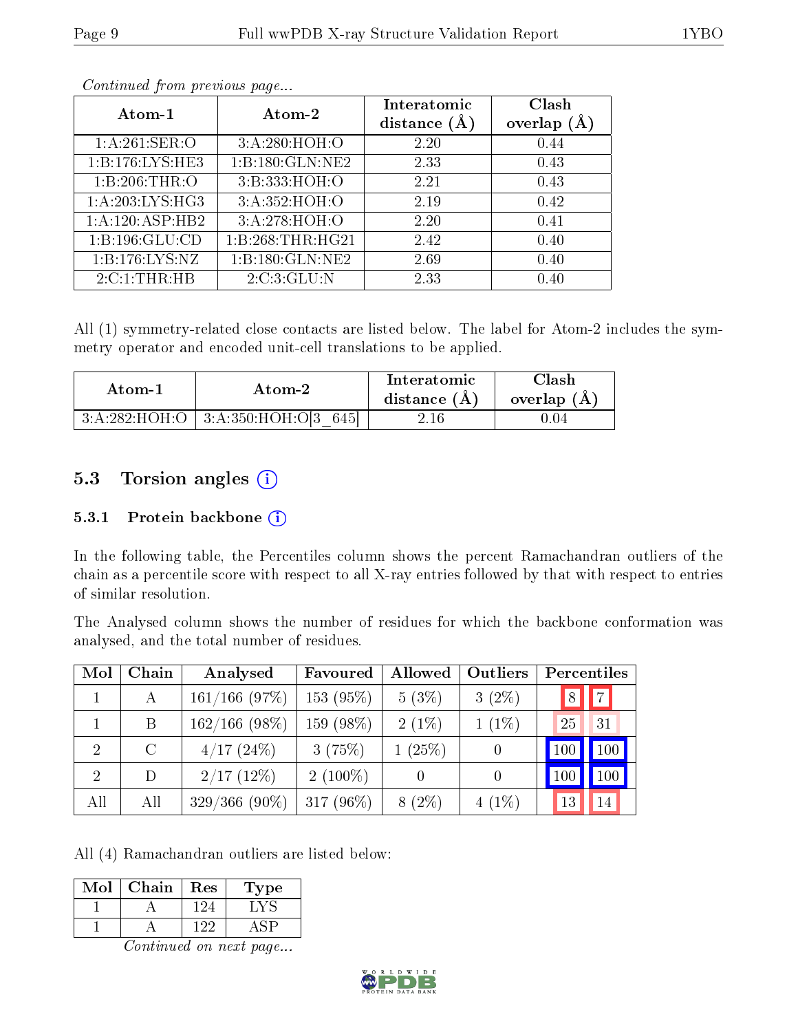*Continued from previous page...*

| Atom-1 | Atom-2 | Interatomic distance (Å) | Clash overlap (Å) |
|---|---|---|---|
| 1:A:261:SER:O | 3:A:280:HOH:O | 2.20 | 0.44 |
| 1:B:176:LYS:HE3 | 1:B:180:GLN:NE2 | 2.33 | 0.43 |
| 1:B:206:THR:O | 3:B:333:HOH:O | 2.21 | 0.43 |
| 1:A:203:LYS:HG3 | 3:A:352:HOH:O | 2.19 | 0.42 |
| 1:A:120:ASP:HB2 | 3:A:278:HOH:O | 2.20 | 0.41 |
| 1:B:196:GLU:CD | 1:B:268:THR:HG21 | 2.42 | 0.40 |
| 1:B:176:LYS:NZ | 1:B:180:GLN:NE2 | 2.69 | 0.40 |
| 2:C:1:THR:HB | 2:C:3:GLU:N | 2.33 | 0.40 |

All (1) symmetry-related close contacts are listed below. The label for Atom-2 includes the symmetry operator and encoded unit-cell translations to be applied.

| Atom-1 | Atom-2 | Interatomic distance (Å) | Clash overlap (Å) |
|---|---|---|---|
| 3:A:282:HOH:O | 3:A:350:HOH:O[3_645] | 2.16 | 0.04 |

## 5.3 Torsion angles

### 5.3.1 Protein backbone

In the following table, the Percentiles column shows the percent Ramachandran outliers of the chain as a percentile score with respect to all X-ray entries followed by that with respect to entries of similar resolution.

The Analysed column shows the number of residues for which the backbone conformation was analysed, and the total number of residues.

| Mol | Chain | Analysed | Favoured | Allowed | Outliers | Percentiles | |
|---|---|---|---|---|---|---|---|
| 1 | A | 161/166 (97%) | 153 (95%) | 5 (3%) | 3 (2%) | 8 | 7 |
| 1 | B | 162/166 (98%) | 159 (98%) | 2 (1%) | 1 (1%) | 25 | 31 |
| 2 | C | 4/17 (24%) | 3 (75%) | 1 (25%) | 0 | 100 | 100 |
| 2 | D | 2/17 (12%) | 2 (100%) | 0 | 0 | 100 | 100 |
| All | All | 329/366 (90%) | 317 (96%) | 8 (2%) | 4 (1%) | 13 | 14 |

All (4) Ramachandran outliers are listed below:

| Mol | Chain | Res | Type |
|---|---|---|---|
| 1 | A | 124 | LYS |
| 1 | A | 122 | ASP |

*Continued on next page...*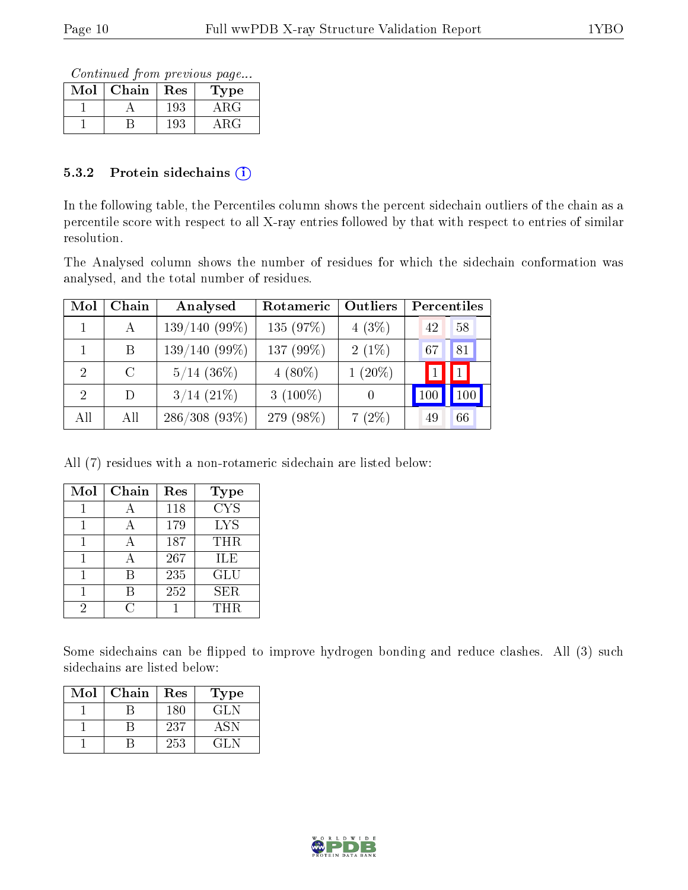*Continued from previous page...*

| Mol | Chain | Res | Type |
|---|---|---|---|
| 1 | A | 193 | ARG |
| 1 | B | 193 | ARG |

### 5.3.2 Protein sidechains

In the following table, the Percentiles column shows the percent sidechain outliers of the chain as a percentile score with respect to all X-ray entries followed by that with respect to entries of similar resolution.

The Analysed column shows the number of residues for which the sidechain conformation was analysed, and the total number of residues.

| Mol | Chain | Analysed | Rotameric | Outliers | Percentiles | |
|---|---|---|---|---|---|---|
| 1 | A | 139/140 (99%) | 135 (97%) | 4 (3%) | 42 | 58 |
| 1 | B | 139/140 (99%) | 137 (99%) | 2 (1%) | 67 | 81 |
| 2 | C | 5/14 (36%) | 4 (80%) | 1 (20%) | 1 | 1 |
| 2 | D | 3/14 (21%) | 3 (100%) | 0 | 100 | 100 |
| All | All | 286/308 (93%) | 279 (98%) | 7 (2%) | 49 | 66 |

All (7) residues with a non-rotameric sidechain are listed below:

| Mol | Chain | Res | Type |
|---|---|---|---|
| 1 | A | 118 | CYS |
| 1 | A | 179 | LYS |
| 1 | A | 187 | THR |
| 1 | A | 267 | ILE |
| 1 | B | 235 | GLU |
| 1 | B | 252 | SER |
| 2 | C | 1 | THR |

Some sidechains can be flipped to improve hydrogen bonding and reduce clashes. All (3) such sidechains are listed below:

| Mol | Chain | Res | Type |
|---|---|---|---|
| 1 | B | 180 | GLN |
| 1 | B | 237 | ASN |
| 1 | B | 253 | GLN |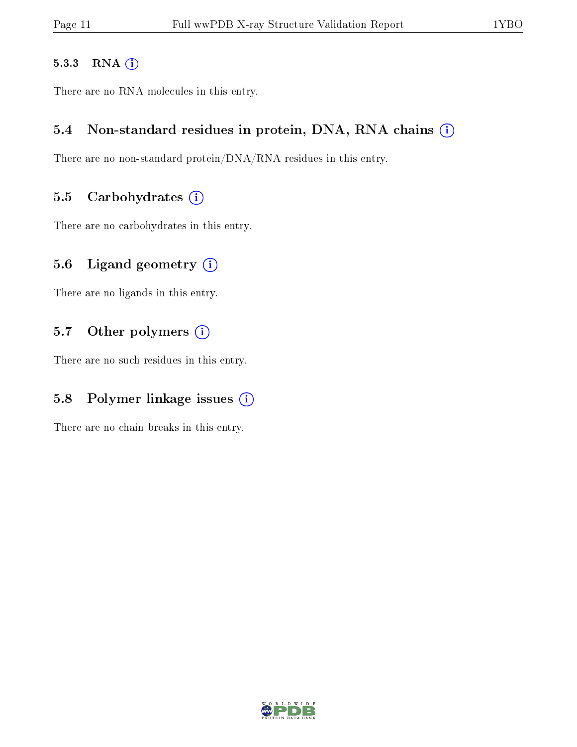#### 5.3.3 RNA

There are no RNA molecules in this entry.

### 5.4 Non-standard residues in protein, DNA, RNA chains

There are no non-standard protein/DNA/RNA residues in this entry.

### 5.5 Carbohydrates

There are no carbohydrates in this entry.

### 5.6 Ligand geometry

There are no ligands in this entry.

### 5.7 Other polymers

There are no such residues in this entry.

### 5.8 Polymer linkage issues

There are no chain breaks in this entry.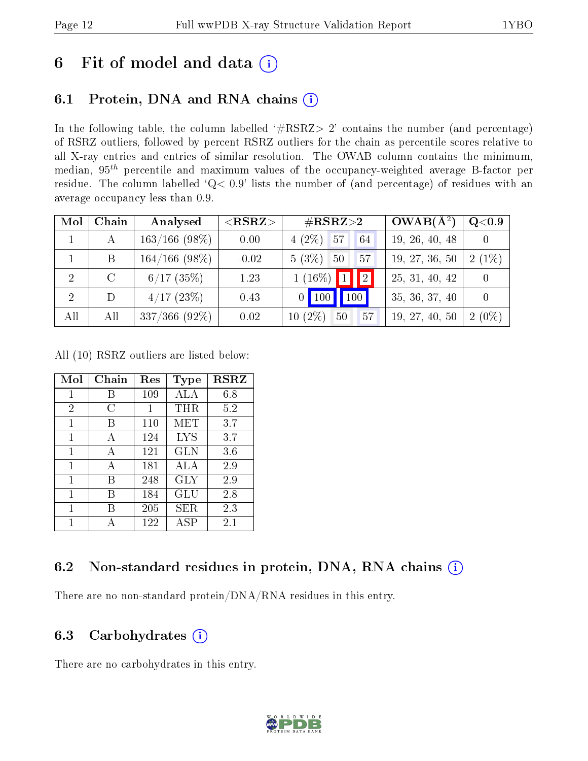# 6 Fit of model and data (i)

## 6.1 Protein, DNA and RNA chains (i)

In the following table, the column labelled '#RSRZ> 2' contains the number (and percentage) of RSRZ outliers, followed by percent RSRZ outliers for the chain as percentile scores relative to all X-ray entries and entries of similar resolution. The OWAB column contains the minimum, median, $95^{th}$ percentile and maximum values of the occupancy-weighted average B-factor per residue. The column labelled 'Q< 0.9' lists the number of (and percentage) of residues with an average occupancy less than 0.9.

| Mol | Chain | Analysed | <RSRZ> | #RSRZ>2 | | | OWAB(Å$^2$) | Q<0.9 |
|---|---|---|---|---|---|---|---|---|
| 1 | A | 163/166 (98%) | 0.00 | 4 (2%) | 57 | 64 | 19, 26, 40, 48 | 0 |
| 1 | B | 164/166 (98%) | -0.02 | 5 (3%) | 50 | 57 | 19, 27, 36, 50 | 2 (1%) |
| 2 | C | 6/17 (35%) | 1.23 | 1 (16%) | 1 | 2 | 25, 31, 40, 42 | 0 |
| 2 | D | 4/17 (23%) | 0.43 | 0 | 100 | 100 | 35, 36, 37, 40 | 0 |
| All | All | 337/366 (92%) | 0.02 | 10 (2%) | 50 | 57 | 19, 27, 40, 50 | 2 (0%) |

All (10) RSRZ outliers are listed below:

| Mol | Chain | Res | Type | RSRZ |
|---|---|---|---|---|
| 1 | B | 109 | ALA | 6.8 |
| 2 | C | 1 | THR | 5.2 |
| 1 | B | 110 | MET | 3.7 |
| 1 | A | 124 | LYS | 3.7 |
| 1 | A | 121 | GLN | 3.6 |
| 1 | A | 181 | ALA | 2.9 |
| 1 | B | 248 | GLY | 2.9 |
| 1 | B | 184 | GLU | 2.8 |
| 1 | B | 205 | SER | 2.3 |
| 1 | A | 122 | ASP | 2.1 |

## 6.2 Non-standard residues in protein, DNA, RNA chains (i)

There are no non-standard protein/DNA/RNA residues in this entry.

## 6.3 Carbohydrates (i)

There are no carbohydrates in this entry.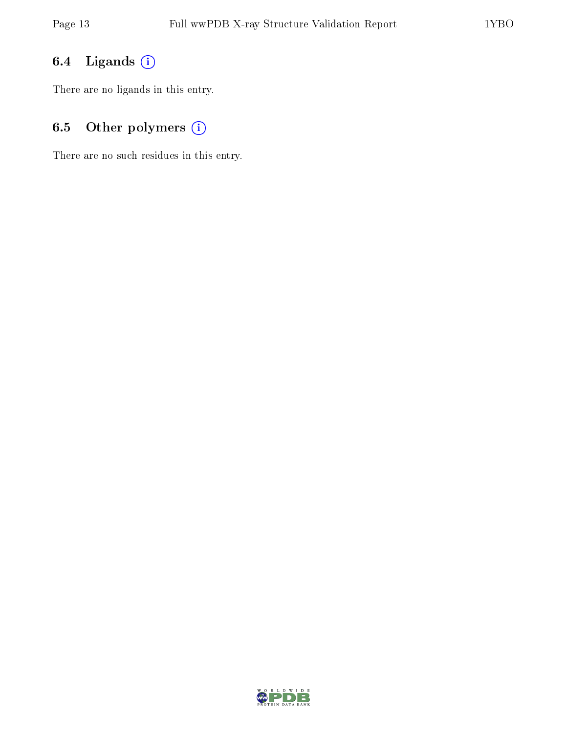### 6.4 Ligands

There are no ligands in this entry.

### 6.5 Other polymers

There are no such residues in this entry.